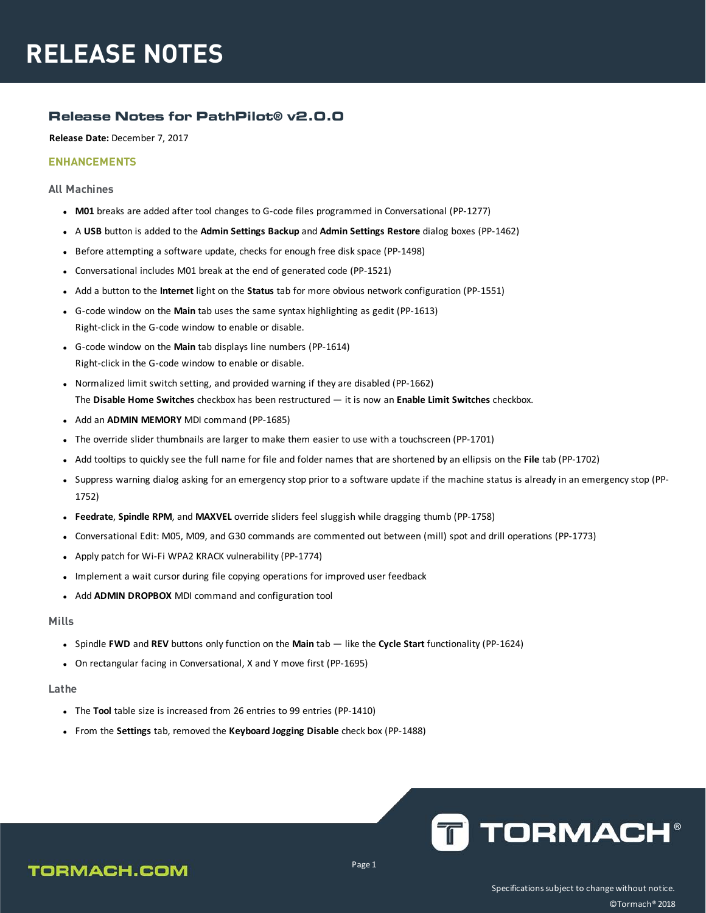# RELEASE NOTES

## Release Notes for PathPilot® v2.0.0

**Release Date:** December 7, 2017

### ENHANCEMENTS

#### All Machines

- **M01** breaks are added after tool changes to G-code files programmed in Conversational (PP-1277)
- A **USB** button is added to the **Admin Settings Backup** and **Admin Settings Restore** dialog boxes (PP-1462)
- Before attempting a software update, checks for enough free disk space (PP-1498)
- Conversational includes M01 break at the end of generated code (PP-1521)
- Add a button to the **Internet** light on the **Status** tab for more obvious network configuration (PP-1551)
- G-code window on the **Main** tab uses the same syntax highlighting as gedit (PP-1613)
  Right-click in the G-code window to enable or disable.
- G-code window on the **Main** tab displays line numbers (PP-1614)
  Right-click in the G-code window to enable or disable.
- Normalized limit switch setting, and provided warning if they are disabled (PP-1662)
  The **Disable Home Switches** checkbox has been restructured — it is now an **Enable Limit Switches** checkbox.
- Add an **ADMIN MEMORY** MDI command (PP-1685)
- The override slider thumbnails are larger to make them easier to use with a touchscreen (PP-1701)
- Add tooltips to quickly see the full name for file and folder names that are shortened by an ellipsis on the **File** tab (PP-1702)
- Suppress warning dialog asking for an emergency stop prior to a software update if the machine status is already in an emergency stop (PP-1752)
- **Feedrate**, **Spindle RPM**, and **MAXVEL** override sliders feel sluggish while dragging thumb (PP-1758)
- Conversational Edit: M05, M09, and G30 commands are commented out between (mill) spot and drill operations (PP-1773)
- Apply patch for Wi-Fi WPA2 KRACK vulnerability (PP-1774)
- Implement a wait cursor during file copying operations for improved user feedback
- Add **ADMIN DROPBOX** MDI command and configuration tool

#### Mills

- Spindle **FWD** and **REV** buttons only function on the **Main** tab — like the **Cycle Start** functionality (PP-1624)
- On rectangular facing in Conversational, X and Y move first (PP-1695)

#### Lathe

- The **Tool** table size is increased from 26 entries to 99 entries (PP-1410)
- From the **Settings** tab, removed the **Keyboard Jogging Disable** check box (PP-1488)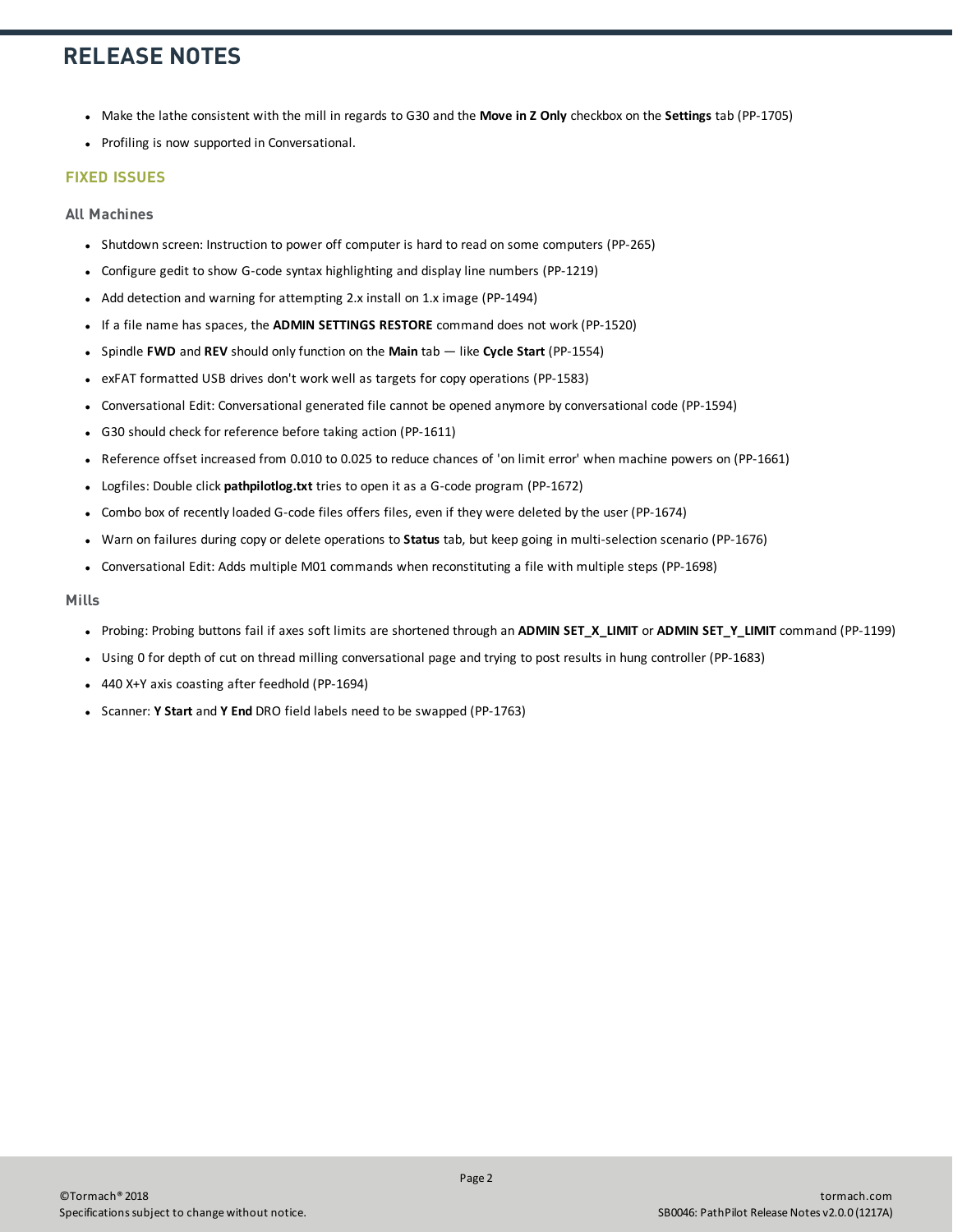- Make the lathe consistent with the mill in regards to G30 and the **Move in Z Only** checkbox on the **Settings** tab (PP-1705)
- Profiling is now supported in Conversational.

## FIXED ISSUES

### All Machines

- Shutdown screen: Instruction to power off computer is hard to read on some computers (PP-265)
- Configure gedit to show G-code syntax highlighting and display line numbers (PP-1219)
- Add detection and warning for attempting 2.x install on 1.x image (PP-1494)
- If a file name has spaces, the **ADMIN SETTINGS RESTORE** command does not work (PP-1520)
- Spindle **FWD** and **REV** should only function on the **Main** tab — like **Cycle Start** (PP-1554)
- exFAT formatted USB drives don't work well as targets for copy operations (PP-1583)
- Conversational Edit: Conversational generated file cannot be opened anymore by conversational code (PP-1594)
- G30 should check for reference before taking action (PP-1611)
- Reference offset increased from 0.010 to 0.025 to reduce chances of 'on limit error' when machine powers on (PP-1661)
- Logfiles: Double click **pathpilotlog.txt** tries to open it as a G-code program (PP-1672)
- Combo box of recently loaded G-code files offers files, even if they were deleted by the user (PP-1674)
- Warn on failures during copy or delete operations to **Status** tab, but keep going in multi-selection scenario (PP-1676)
- Conversational Edit: Adds multiple M01 commands when reconstituting a file with multiple steps (PP-1698)

### Mills

- Probing: Probing buttons fail if axes soft limits are shortened through an **ADMIN SET_X_LIMIT** or **ADMIN SET_Y_LIMIT** command (PP-1199)
- Using 0 for depth of cut on thread milling conversational page and trying to post results in hung controller (PP-1683)
- 440 X+Y axis coasting after feedhold (PP-1694)
- Scanner: **Y Start** and **Y End** DRO field labels need to be swapped (PP-1763)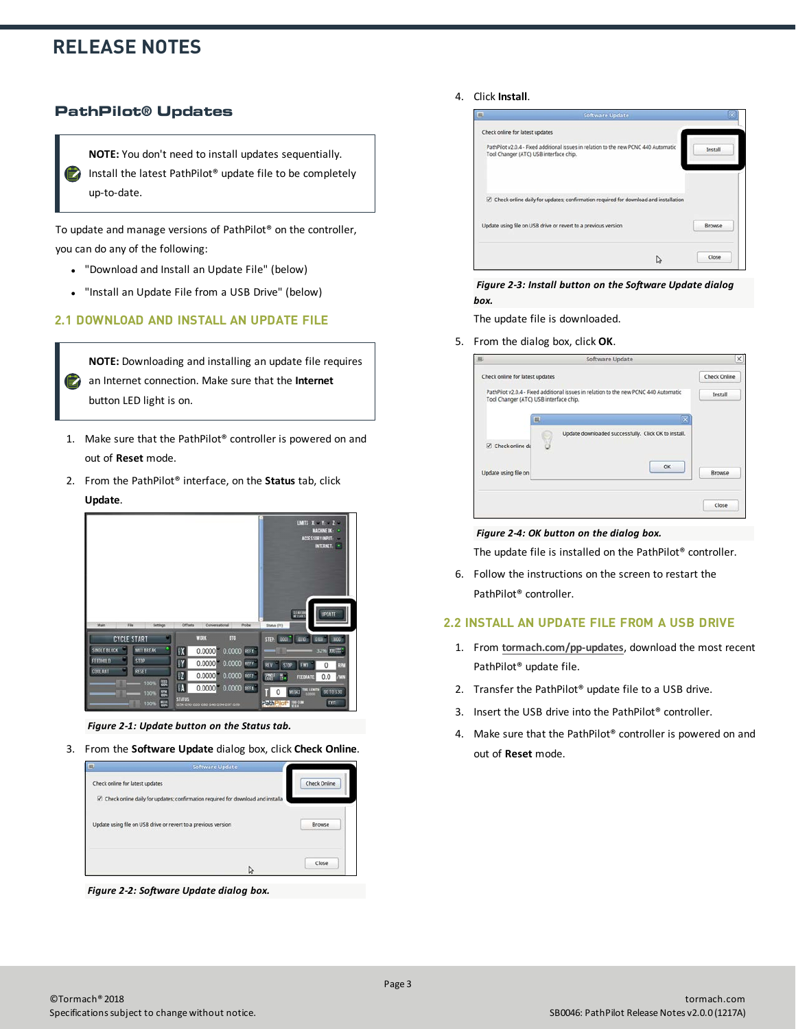## PathPilot® Updates

> **NOTE:** You don't need to install updates sequentially. Install the latest PathPilot® update file to be completely up-to-date.

To update and manage versions of PathPilot® on the controller, you can do any of the following:

- "Download and Install an Update File" (below)
- "Install an Update File from a USB Drive" (below)

### 2.1 DOWNLOAD AND INSTALL AN UPDATE FILE

> **NOTE:** Downloading and installing an update file requires an Internet connection. Make sure that the **Internet** button LED light is on.

1. Make sure that the PathPilot® controller is powered on and out of **Reset** mode.
2. From the PathPilot® interface, on the **Status** tab, click **Update**.

   ***Figure 2-1: Update button on the Status tab.***

3. From the **Software Update** dialog box, click **Check Online**.

   ***Figure 2-2: Software Update dialog box.***

4. Click **Install**.

   ***Figure 2-3: Install button on the Software Update dialog box.***

   The update file is downloaded.

5. From the dialog box, click **OK**.

   ***Figure 2-4: OK button on the dialog box.***

   The update file is installed on the PathPilot® controller.

6. Follow the instructions on the screen to restart the PathPilot® controller.

### 2.2 INSTALL AN UPDATE FILE FROM A USB DRIVE

1. From tormach.com/pp-updates, download the most recent PathPilot® update file.
2. Transfer the PathPilot® update file to a USB drive.
3. Insert the USB drive into the PathPilot® controller.
4. Make sure that the PathPilot® controller is powered on and out of **Reset** mode.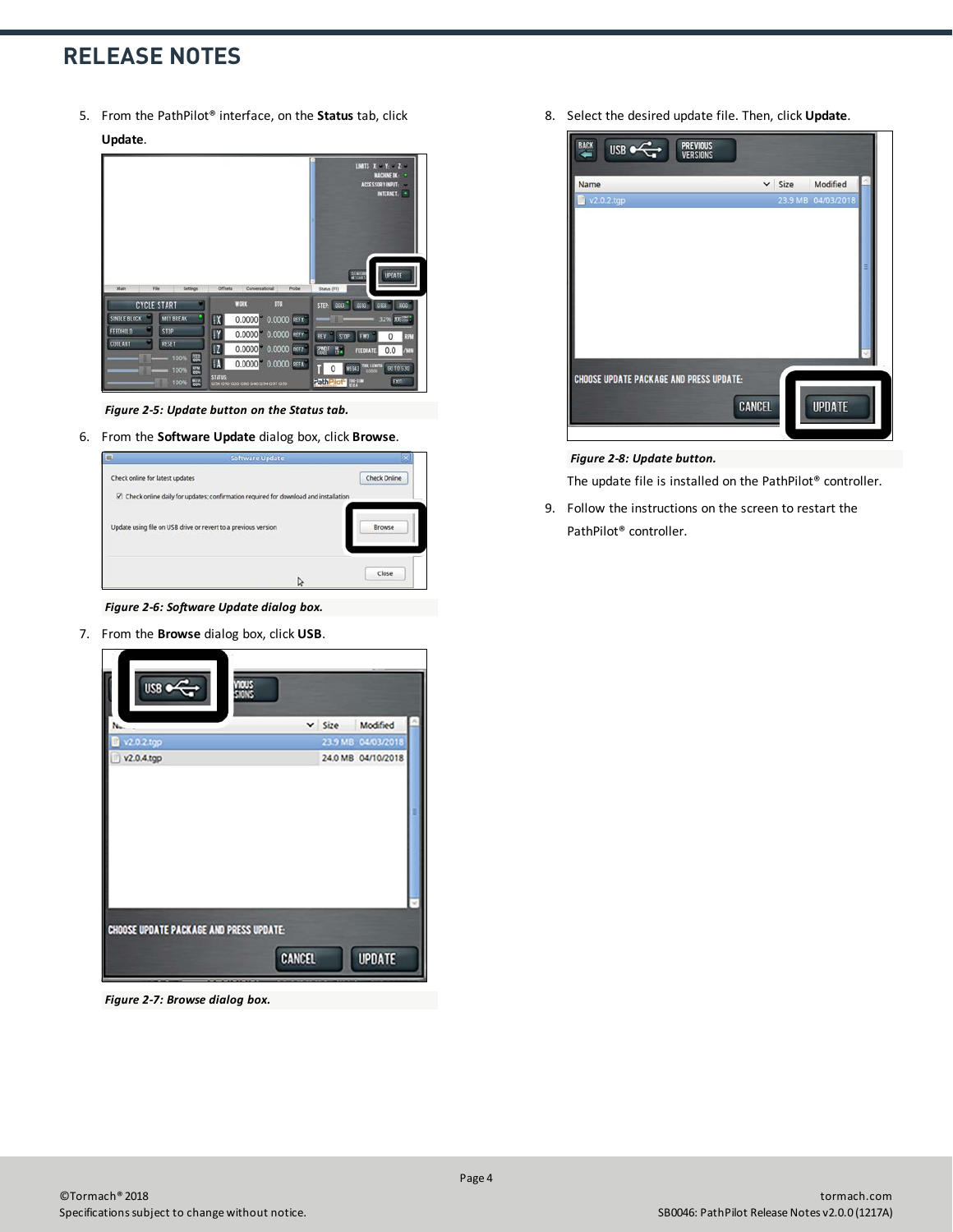# RELEASE NOTES

5. From the PathPilot® interface, on the **Status** tab, click **Update**.

*Figure 2-5: Update button on the Status tab.*

6. From the **Software Update** dialog box, click **Browse**.

*Figure 2-6: Software Update dialog box.*

7. From the **Browse** dialog box, click **USB**.

*Figure 2-7: Browse dialog box.*

8. Select the desired update file. Then, click **Update**.

*Figure 2-8: Update button.*

The update file is installed on the PathPilot® controller.

9. Follow the instructions on the screen to restart the PathPilot® controller.